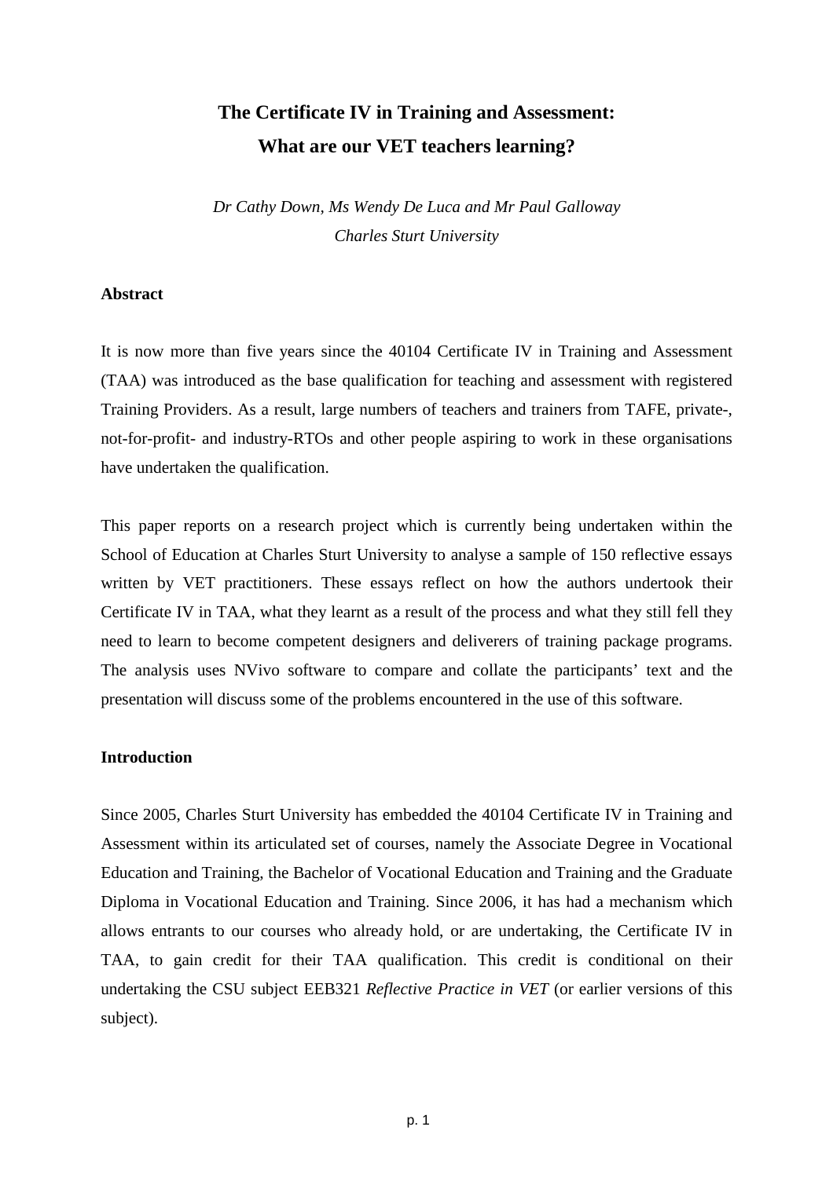# The Certificate IV in Training and Assessment: What are our VET teachers learning?

*Dr Cathy Down, Ms Wendy De Luca and Mr Paul Galloway*
*Charles Sturt University*

## Abstract

It is now more than five years since the 40104 Certificate IV in Training and Assessment (TAA) was introduced as the base qualification for teaching and assessment with registered Training Providers. As a result, large numbers of teachers and trainers from TAFE, private-, not-for-profit- and industry-RTOs and other people aspiring to work in these organisations have undertaken the qualification.

This paper reports on a research project which is currently being undertaken within the School of Education at Charles Sturt University to analyse a sample of 150 reflective essays written by VET practitioners. These essays reflect on how the authors undertook their Certificate IV in TAA, what they learnt as a result of the process and what they still fell they need to learn to become competent designers and deliverers of training package programs. The analysis uses NVivo software to compare and collate the participants' text and the presentation will discuss some of the problems encountered in the use of this software.

## Introduction

Since 2005, Charles Sturt University has embedded the 40104 Certificate IV in Training and Assessment within its articulated set of courses, namely the Associate Degree in Vocational Education and Training, the Bachelor of Vocational Education and Training and the Graduate Diploma in Vocational Education and Training. Since 2006, it has had a mechanism which allows entrants to our courses who already hold, or are undertaking, the Certificate IV in TAA, to gain credit for their TAA qualification. This credit is conditional on their undertaking the CSU subject EEB321 *Reflective Practice in VET* (or earlier versions of this subject).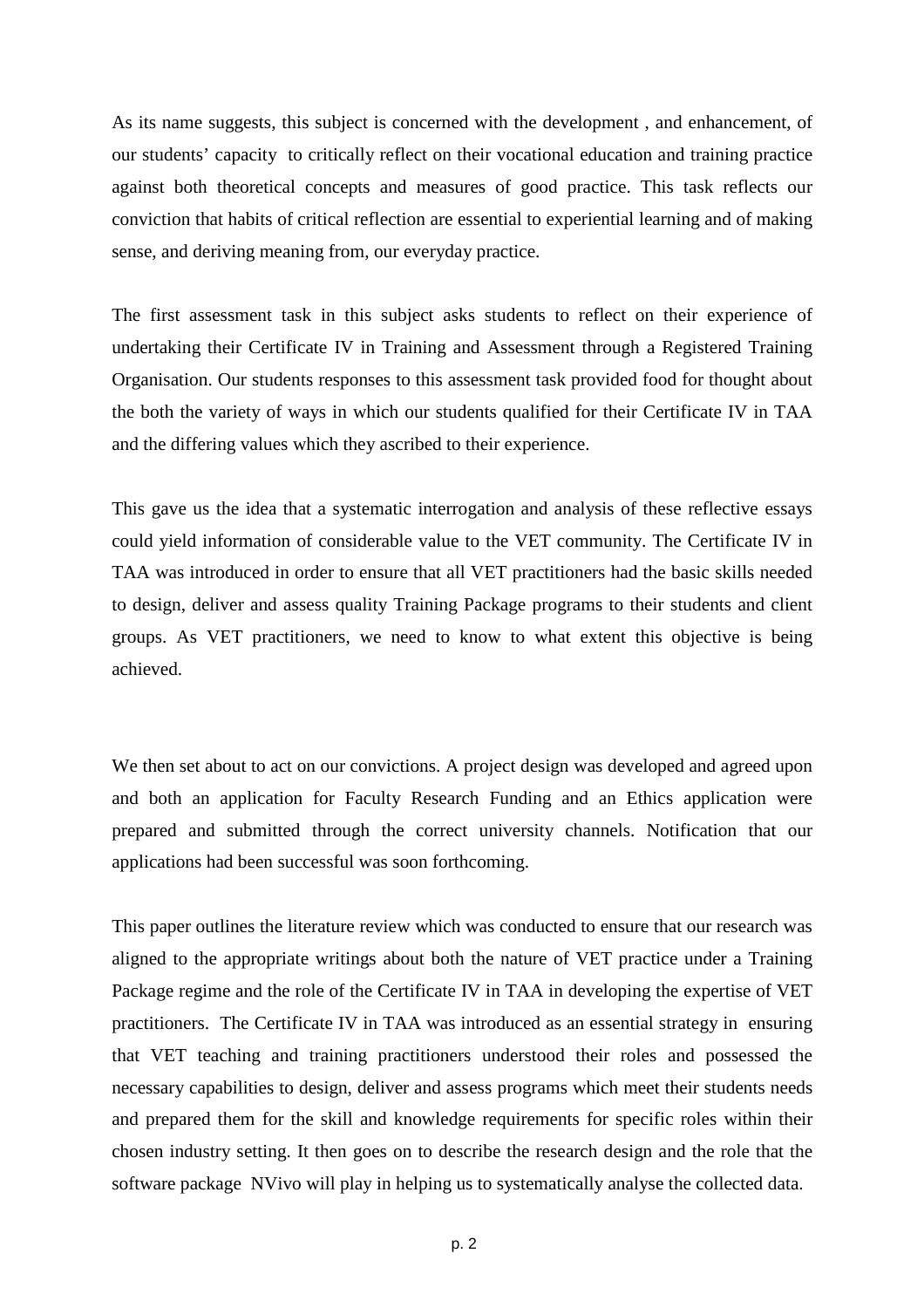As its name suggests, this subject is concerned with the development , and enhancement, of our students' capacity to critically reflect on their vocational education and training practice against both theoretical concepts and measures of good practice. This task reflects our conviction that habits of critical reflection are essential to experiential learning and of making sense, and deriving meaning from, our everyday practice.

The first assessment task in this subject asks students to reflect on their experience of undertaking their Certificate IV in Training and Assessment through a Registered Training Organisation. Our students responses to this assessment task provided food for thought about the both the variety of ways in which our students qualified for their Certificate IV in TAA and the differing values which they ascribed to their experience.

This gave us the idea that a systematic interrogation and analysis of these reflective essays could yield information of considerable value to the VET community. The Certificate IV in TAA was introduced in order to ensure that all VET practitioners had the basic skills needed to design, deliver and assess quality Training Package programs to their students and client groups. As VET practitioners, we need to know to what extent this objective is being achieved.

We then set about to act on our convictions. A project design was developed and agreed upon and both an application for Faculty Research Funding and an Ethics application were prepared and submitted through the correct university channels. Notification that our applications had been successful was soon forthcoming.

This paper outlines the literature review which was conducted to ensure that our research was aligned to the appropriate writings about both the nature of VET practice under a Training Package regime and the role of the Certificate IV in TAA in developing the expertise of VET practitioners. The Certificate IV in TAA was introduced as an essential strategy in ensuring that VET teaching and training practitioners understood their roles and possessed the necessary capabilities to design, deliver and assess programs which meet their students needs and prepared them for the skill and knowledge requirements for specific roles within their chosen industry setting. It then goes on to describe the research design and the role that the software package NVivo will play in helping us to systematically analyse the collected data.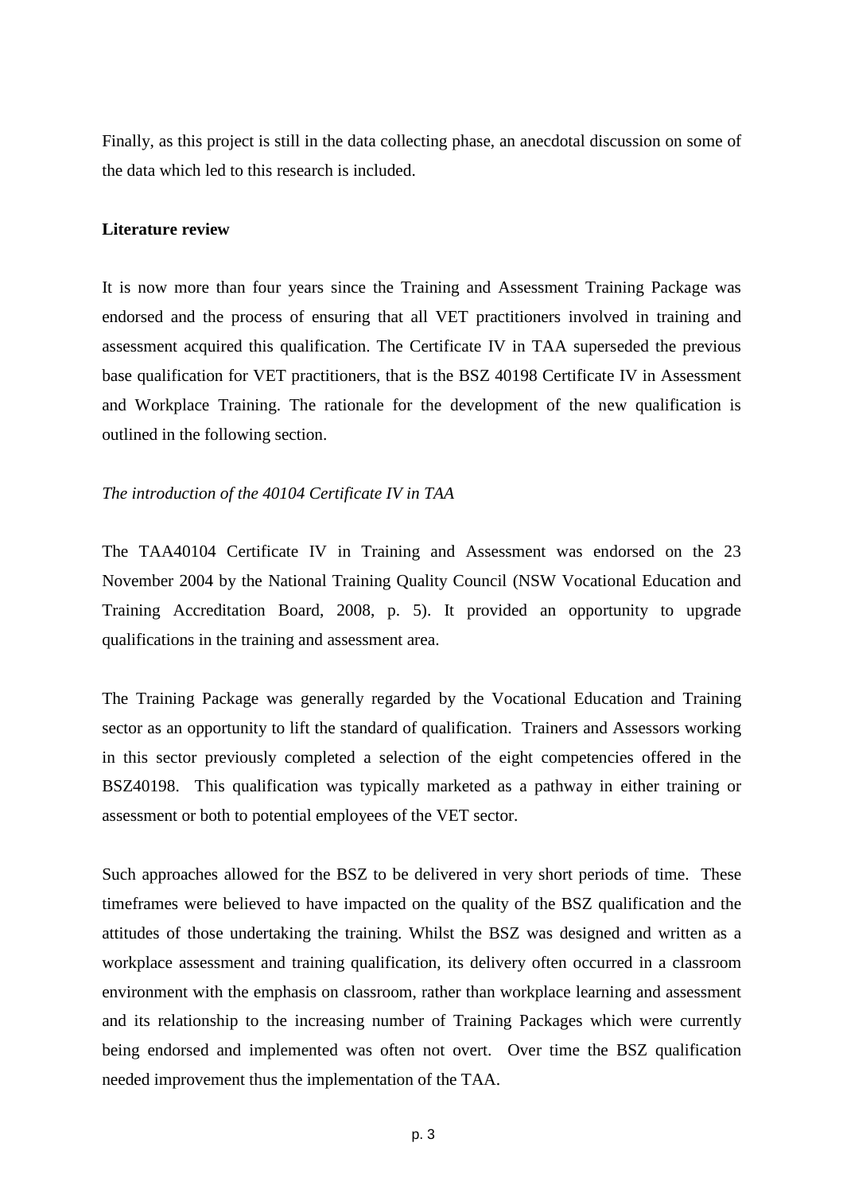Finally, as this project is still in the data collecting phase, an anecdotal discussion on some of the data which led to this research is included.

**Literature review**

It is now more than four years since the Training and Assessment Training Package was endorsed and the process of ensuring that all VET practitioners involved in training and assessment acquired this qualification. The Certificate IV in TAA superseded the previous base qualification for VET practitioners, that is the BSZ 40198 Certificate IV in Assessment and Workplace Training. The rationale for the development of the new qualification is outlined in the following section.

*The introduction of the 40104 Certificate IV in TAA*

The TAA40104 Certificate IV in Training and Assessment was endorsed on the 23 November 2004 by the National Training Quality Council (NSW Vocational Education and Training Accreditation Board, 2008, p. 5). It provided an opportunity to upgrade qualifications in the training and assessment area.

The Training Package was generally regarded by the Vocational Education and Training sector as an opportunity to lift the standard of qualification. Trainers and Assessors working in this sector previously completed a selection of the eight competencies offered in the BSZ40198. This qualification was typically marketed as a pathway in either training or assessment or both to potential employees of the VET sector.

Such approaches allowed for the BSZ to be delivered in very short periods of time. These timeframes were believed to have impacted on the quality of the BSZ qualification and the attitudes of those undertaking the training. Whilst the BSZ was designed and written as a workplace assessment and training qualification, its delivery often occurred in a classroom environment with the emphasis on classroom, rather than workplace learning and assessment and its relationship to the increasing number of Training Packages which were currently being endorsed and implemented was often not overt. Over time the BSZ qualification needed improvement thus the implementation of the TAA.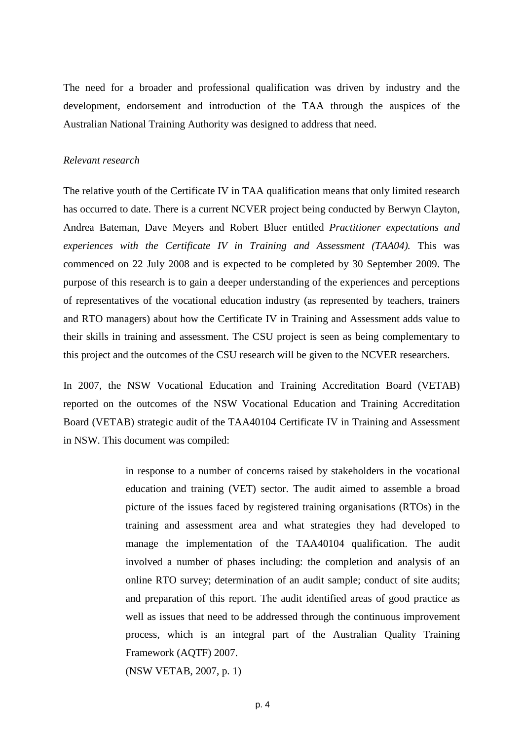The need for a broader and professional qualification was driven by industry and the development, endorsement and introduction of the TAA through the auspices of the Australian National Training Authority was designed to address that need.

*Relevant research*

The relative youth of the Certificate IV in TAA qualification means that only limited research has occurred to date. There is a current NCVER project being conducted by Berwyn Clayton, Andrea Bateman, Dave Meyers and Robert Bluer entitled *Practitioner expectations and experiences with the Certificate IV in Training and Assessment (TAA04).* This was commenced on 22 July 2008 and is expected to be completed by 30 September 2009. The purpose of this research is to gain a deeper understanding of the experiences and perceptions of representatives of the vocational education industry (as represented by teachers, trainers and RTO managers) about how the Certificate IV in Training and Assessment adds value to their skills in training and assessment. The CSU project is seen as being complementary to this project and the outcomes of the CSU research will be given to the NCVER researchers.

In 2007, the NSW Vocational Education and Training Accreditation Board (VETAB) reported on the outcomes of the NSW Vocational Education and Training Accreditation Board (VETAB) strategic audit of the TAA40104 Certificate IV in Training and Assessment in NSW. This document was compiled:

> in response to a number of concerns raised by stakeholders in the vocational education and training (VET) sector. The audit aimed to assemble a broad picture of the issues faced by registered training organisations (RTOs) in the training and assessment area and what strategies they had developed to manage the implementation of the TAA40104 qualification. The audit involved a number of phases including: the completion and analysis of an online RTO survey; determination of an audit sample; conduct of site audits; and preparation of this report. The audit identified areas of good practice as well as issues that need to be addressed through the continuous improvement process, which is an integral part of the Australian Quality Training Framework (AQTF) 2007.
>
> (NSW VETAB, 2007, p. 1)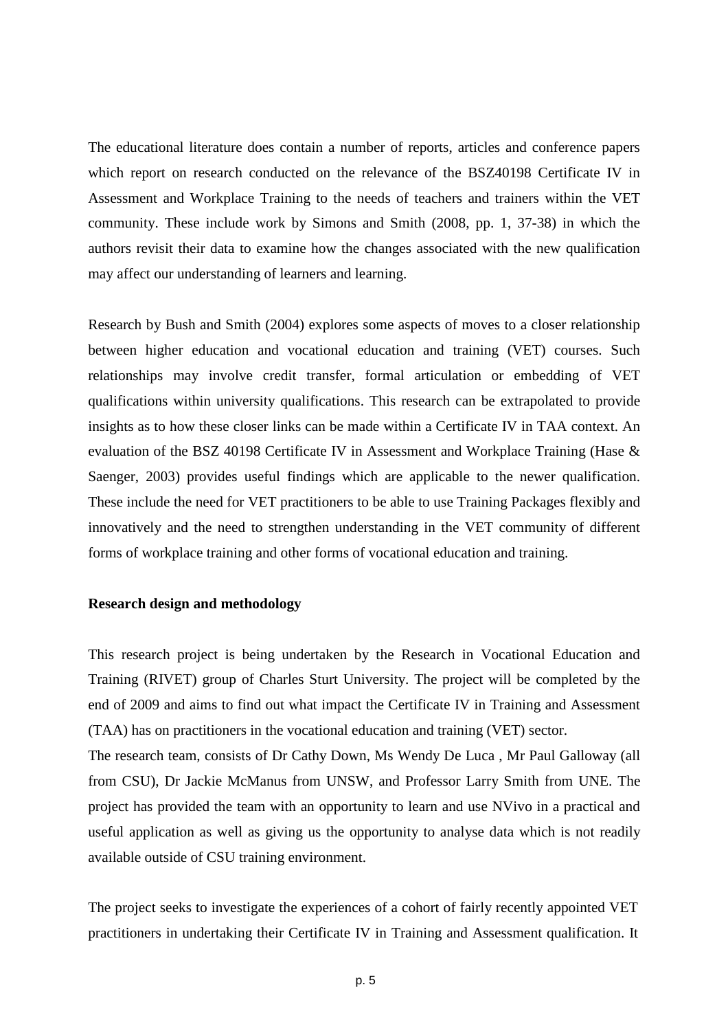The educational literature does contain a number of reports, articles and conference papers which report on research conducted on the relevance of the BSZ40198 Certificate IV in Assessment and Workplace Training to the needs of teachers and trainers within the VET community. These include work by Simons and Smith (2008, pp. 1, 37-38) in which the authors revisit their data to examine how the changes associated with the new qualification may affect our understanding of learners and learning.

Research by Bush and Smith (2004) explores some aspects of moves to a closer relationship between higher education and vocational education and training (VET) courses. Such relationships may involve credit transfer, formal articulation or embedding of VET qualifications within university qualifications. This research can be extrapolated to provide insights as to how these closer links can be made within a Certificate IV in TAA context. An evaluation of the BSZ 40198 Certificate IV in Assessment and Workplace Training (Hase & Saenger, 2003) provides useful findings which are applicable to the newer qualification. These include the need for VET practitioners to be able to use Training Packages flexibly and innovatively and the need to strengthen understanding in the VET community of different forms of workplace training and other forms of vocational education and training.

**Research design and methodology**

This research project is being undertaken by the Research in Vocational Education and Training (RIVET) group of Charles Sturt University. The project will be completed by the end of 2009 and aims to find out what impact the Certificate IV in Training and Assessment (TAA) has on practitioners in the vocational education and training (VET) sector.

The research team, consists of Dr Cathy Down, Ms Wendy De Luca , Mr Paul Galloway (all from CSU), Dr Jackie McManus from UNSW, and Professor Larry Smith from UNE. The project has provided the team with an opportunity to learn and use NVivo in a practical and useful application as well as giving us the opportunity to analyse data which is not readily available outside of CSU training environment.

The project seeks to investigate the experiences of a cohort of fairly recently appointed VET practitioners in undertaking their Certificate IV in Training and Assessment qualification. It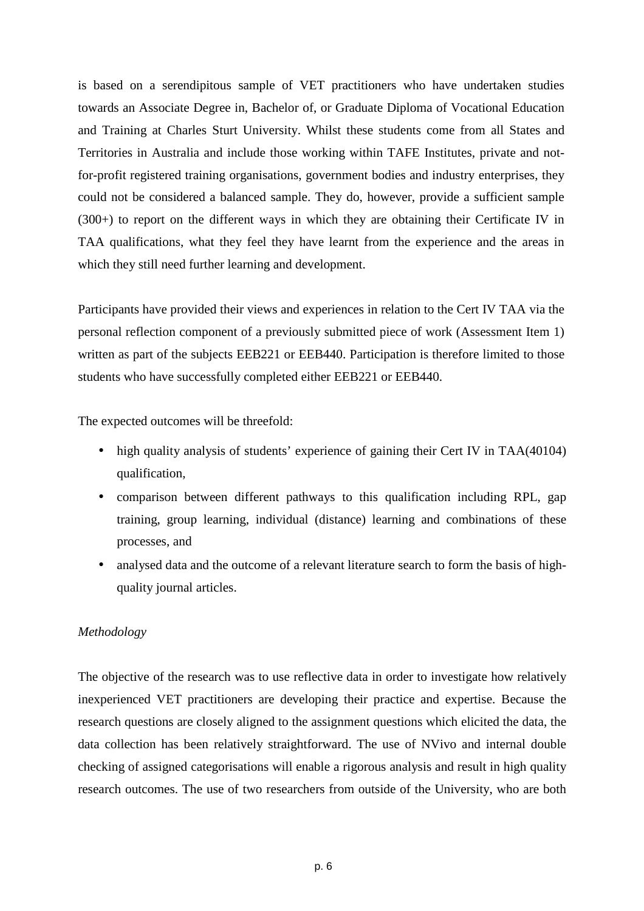is based on a serendipitous sample of VET practitioners who have undertaken studies towards an Associate Degree in, Bachelor of, or Graduate Diploma of Vocational Education and Training at Charles Sturt University. Whilst these students come from all States and Territories in Australia and include those working within TAFE Institutes, private and not-for-profit registered training organisations, government bodies and industry enterprises, they could not be considered a balanced sample. They do, however, provide a sufficient sample (300+) to report on the different ways in which they are obtaining their Certificate IV in TAA qualifications, what they feel they have learnt from the experience and the areas in which they still need further learning and development.

Participants have provided their views and experiences in relation to the Cert IV TAA via the personal reflection component of a previously submitted piece of work (Assessment Item 1) written as part of the subjects EEB221 or EEB440. Participation is therefore limited to those students who have successfully completed either EEB221 or EEB440.

The expected outcomes will be threefold:

- high quality analysis of students' experience of gaining their Cert IV in TAA(40104) qualification,
- comparison between different pathways to this qualification including RPL, gap training, group learning, individual (distance) learning and combinations of these processes, and
- analysed data and the outcome of a relevant literature search to form the basis of high-quality journal articles.

*Methodology*

The objective of the research was to use reflective data in order to investigate how relatively inexperienced VET practitioners are developing their practice and expertise. Because the research questions are closely aligned to the assignment questions which elicited the data, the data collection has been relatively straightforward. The use of NVivo and internal double checking of assigned categorisations will enable a rigorous analysis and result in high quality research outcomes. The use of two researchers from outside of the University, who are both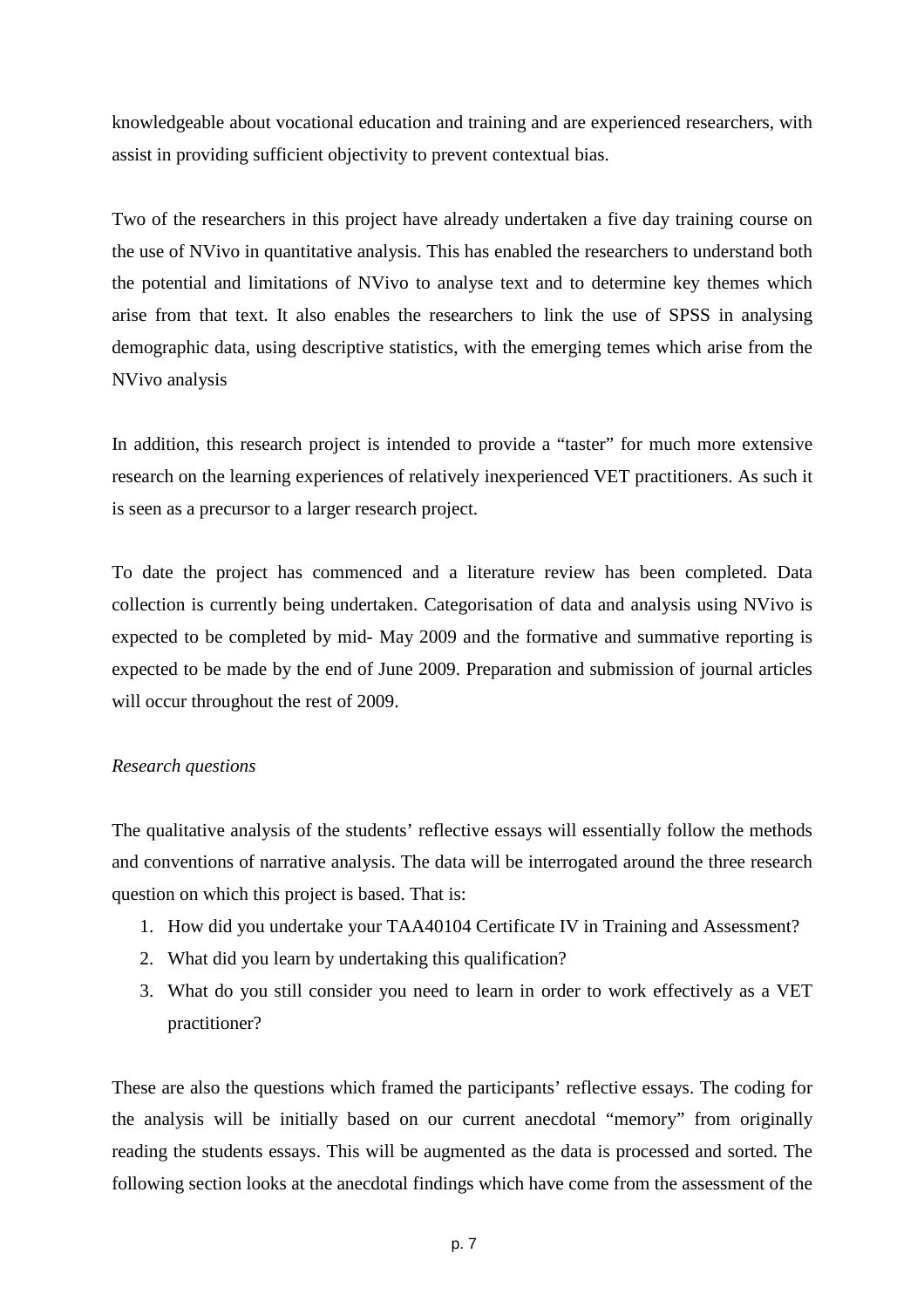knowledgeable about vocational education and training and are experienced researchers, with assist in providing sufficient objectivity to prevent contextual bias.

Two of the researchers in this project have already undertaken a five day training course on the use of NVivo in quantitative analysis. This has enabled the researchers to understand both the potential and limitations of NVivo to analyse text and to determine key themes which arise from that text. It also enables the researchers to link the use of SPSS in analysing demographic data, using descriptive statistics, with the emerging temes which arise from the NVivo analysis

In addition, this research project is intended to provide a "taster" for much more extensive research on the learning experiences of relatively inexperienced VET practitioners. As such it is seen as a precursor to a larger research project.

To date the project has commenced and a literature review has been completed. Data collection is currently being undertaken. Categorisation of data and analysis using NVivo is expected to be completed by mid- May 2009 and the formative and summative reporting is expected to be made by the end of June 2009. Preparation and submission of journal articles will occur throughout the rest of 2009.

*Research questions*

The qualitative analysis of the students' reflective essays will essentially follow the methods and conventions of narrative analysis. The data will be interrogated around the three research question on which this project is based. That is:

1. How did you undertake your TAA40104 Certificate IV in Training and Assessment?
2. What did you learn by undertaking this qualification?
3. What do you still consider you need to learn in order to work effectively as a VET practitioner?

These are also the questions which framed the participants' reflective essays. The coding for the analysis will be initially based on our current anecdotal "memory" from originally reading the students essays. This will be augmented as the data is processed and sorted. The following section looks at the anecdotal findings which have come from the assessment of the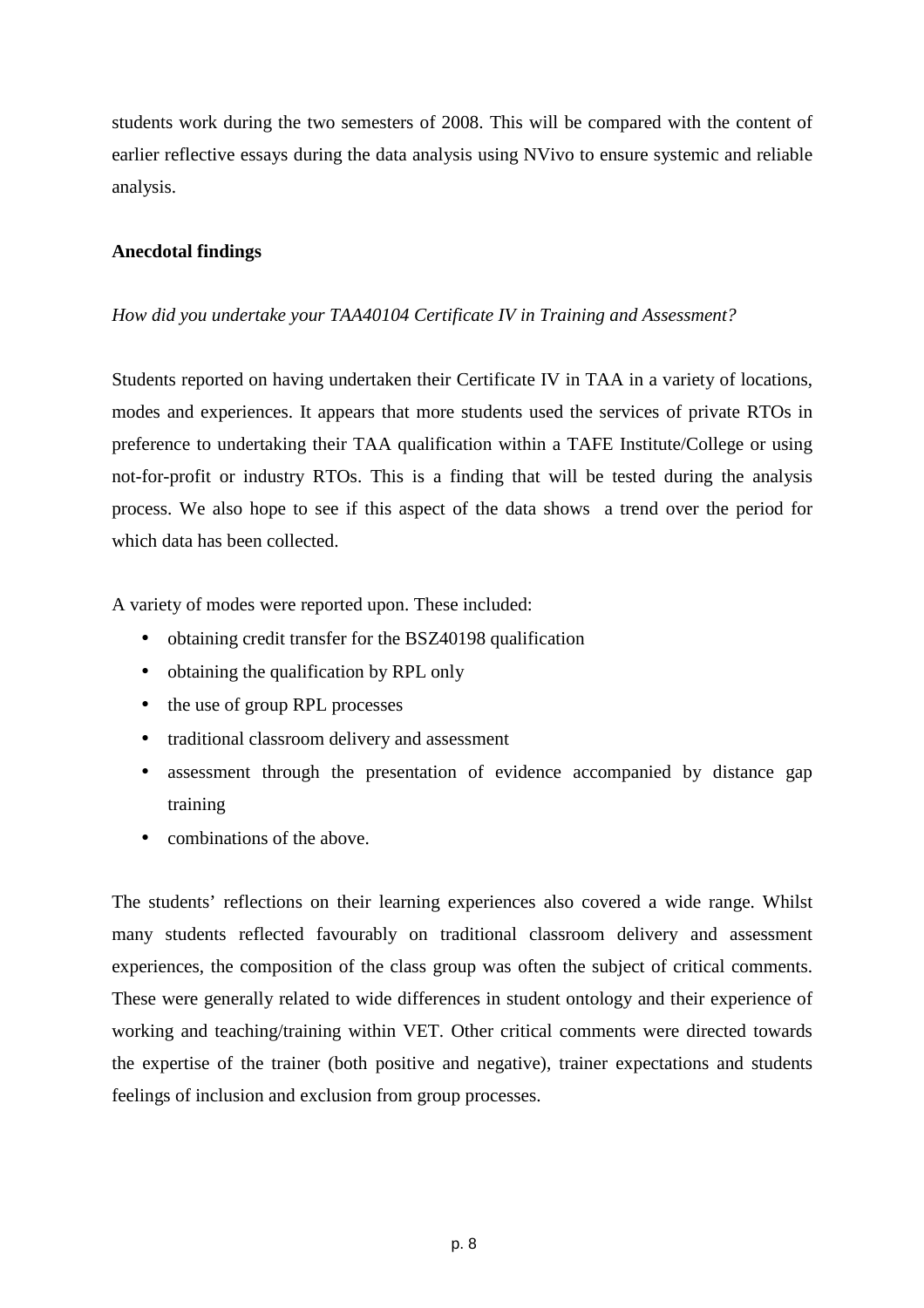students work during the two semesters of 2008. This will be compared with the content of earlier reflective essays during the data analysis using NVivo to ensure systemic and reliable analysis.

**Anecdotal findings**

*How did you undertake your TAA40104 Certificate IV in Training and Assessment?*

Students reported on having undertaken their Certificate IV in TAA in a variety of locations, modes and experiences. It appears that more students used the services of private RTOs in preference to undertaking their TAA qualification within a TAFE Institute/College or using not-for-profit or industry RTOs. This is a finding that will be tested during the analysis process. We also hope to see if this aspect of the data shows a trend over the period for which data has been collected.

A variety of modes were reported upon. These included:

- obtaining credit transfer for the BSZ40198 qualification
- obtaining the qualification by RPL only
- the use of group RPL processes
- traditional classroom delivery and assessment
- assessment through the presentation of evidence accompanied by distance gap training
- combinations of the above.

The students' reflections on their learning experiences also covered a wide range. Whilst many students reflected favourably on traditional classroom delivery and assessment experiences, the composition of the class group was often the subject of critical comments. These were generally related to wide differences in student ontology and their experience of working and teaching/training within VET. Other critical comments were directed towards the expertise of the trainer (both positive and negative), trainer expectations and students feelings of inclusion and exclusion from group processes.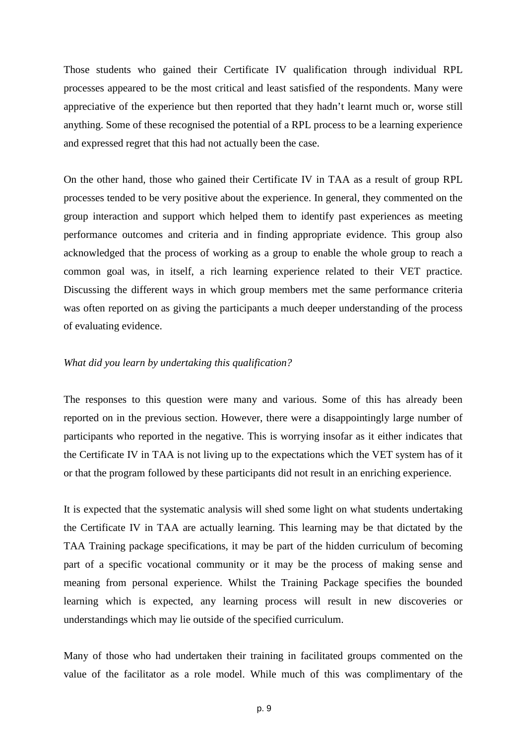Those students who gained their Certificate IV qualification through individual RPL processes appeared to be the most critical and least satisfied of the respondents. Many were appreciative of the experience but then reported that they hadn't learnt much or, worse still anything. Some of these recognised the potential of a RPL process to be a learning experience and expressed regret that this had not actually been the case.

On the other hand, those who gained their Certificate IV in TAA as a result of group RPL processes tended to be very positive about the experience. In general, they commented on the group interaction and support which helped them to identify past experiences as meeting performance outcomes and criteria and in finding appropriate evidence. This group also acknowledged that the process of working as a group to enable the whole group to reach a common goal was, in itself, a rich learning experience related to their VET practice. Discussing the different ways in which group members met the same performance criteria was often reported on as giving the participants a much deeper understanding of the process of evaluating evidence.

*What did you learn by undertaking this qualification?*

The responses to this question were many and various. Some of this has already been reported on in the previous section. However, there were a disappointingly large number of participants who reported in the negative. This is worrying insofar as it either indicates that the Certificate IV in TAA is not living up to the expectations which the VET system has of it or that the program followed by these participants did not result in an enriching experience.

It is expected that the systematic analysis will shed some light on what students undertaking the Certificate IV in TAA are actually learning. This learning may be that dictated by the TAA Training package specifications, it may be part of the hidden curriculum of becoming part of a specific vocational community or it may be the process of making sense and meaning from personal experience. Whilst the Training Package specifies the bounded learning which is expected, any learning process will result in new discoveries or understandings which may lie outside of the specified curriculum.

Many of those who had undertaken their training in facilitated groups commented on the value of the facilitator as a role model. While much of this was complimentary of the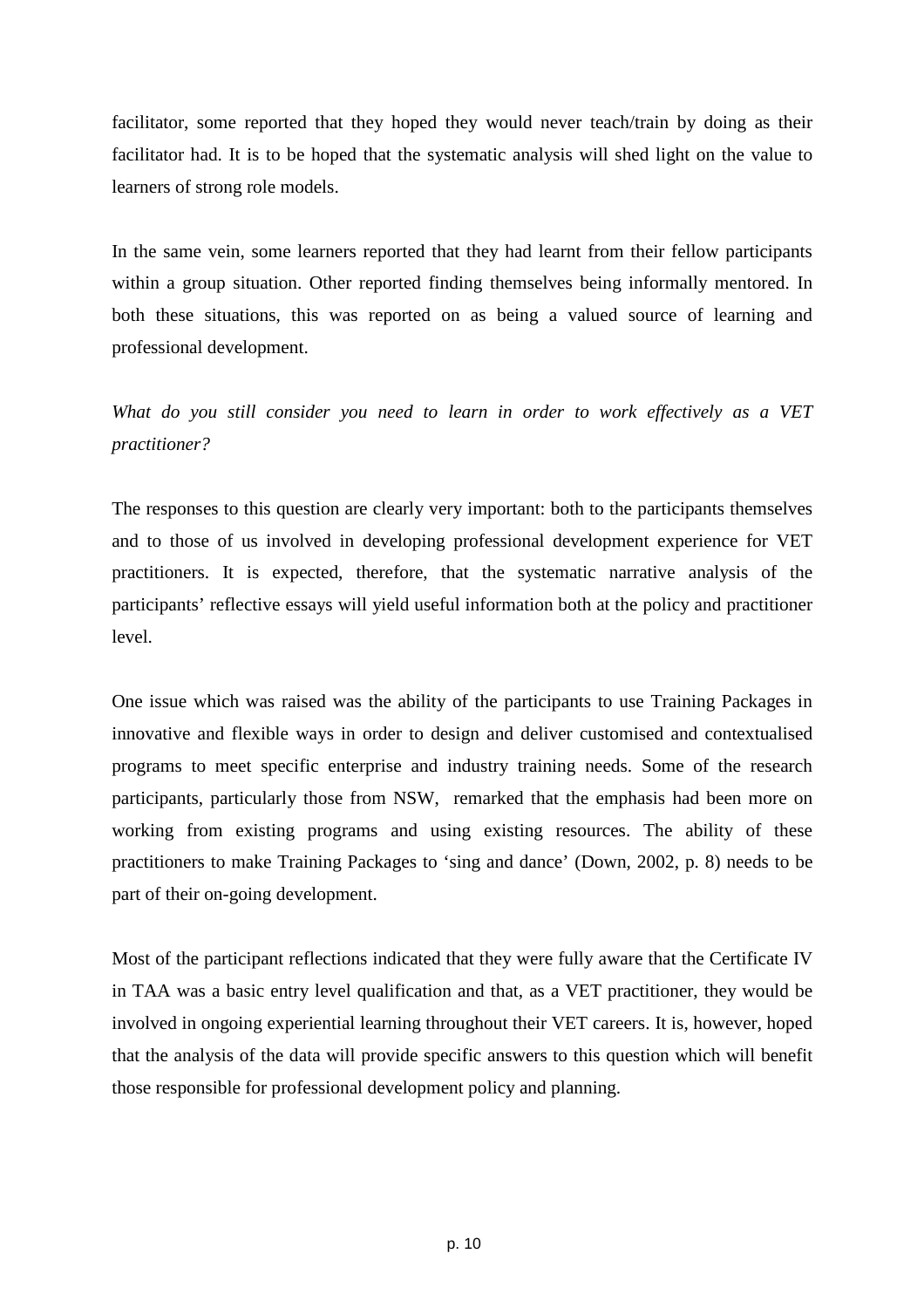facilitator, some reported that they hoped they would never teach/train by doing as their facilitator had. It is to be hoped that the systematic analysis will shed light on the value to learners of strong role models.

In the same vein, some learners reported that they had learnt from their fellow participants within a group situation. Other reported finding themselves being informally mentored. In both these situations, this was reported on as being a valued source of learning and professional development.

*What do you still consider you need to learn in order to work effectively as a VET practitioner?*

The responses to this question are clearly very important: both to the participants themselves and to those of us involved in developing professional development experience for VET practitioners. It is expected, therefore, that the systematic narrative analysis of the participants' reflective essays will yield useful information both at the policy and practitioner level.

One issue which was raised was the ability of the participants to use Training Packages in innovative and flexible ways in order to design and deliver customised and contextualised programs to meet specific enterprise and industry training needs. Some of the research participants, particularly those from NSW, remarked that the emphasis had been more on working from existing programs and using existing resources. The ability of these practitioners to make Training Packages to 'sing and dance' (Down, 2002, p. 8) needs to be part of their on-going development.

Most of the participant reflections indicated that they were fully aware that the Certificate IV in TAA was a basic entry level qualification and that, as a VET practitioner, they would be involved in ongoing experiential learning throughout their VET careers. It is, however, hoped that the analysis of the data will provide specific answers to this question which will benefit those responsible for professional development policy and planning.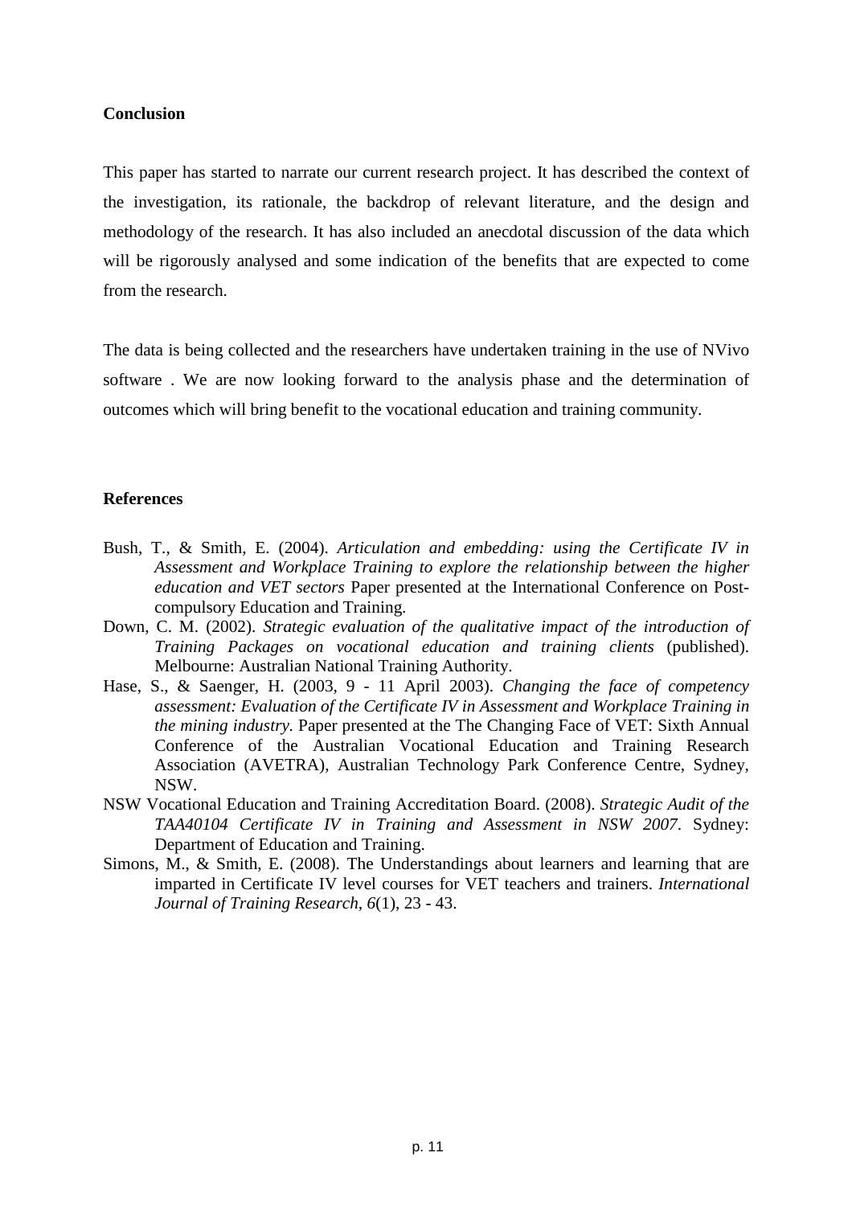**Conclusion**

This paper has started to narrate our current research project. It has described the context of the investigation, its rationale, the backdrop of relevant literature, and the design and methodology of the research. It has also included an anecdotal discussion of the data which will be rigorously analysed and some indication of the benefits that are expected to come from the research.

The data is being collected and the researchers have undertaken training in the use of NVivo software . We are now looking forward to the analysis phase and the determination of outcomes which will bring benefit to the vocational education and training community.

**References**

Bush, T., & Smith, E. (2004). *Articulation and embedding: using the Certificate IV in Assessment and Workplace Training to explore the relationship between the higher education and VET sectors* Paper presented at the International Conference on Post-compulsory Education and Training.

Down, C. M. (2002). *Strategic evaluation of the qualitative impact of the introduction of Training Packages on vocational education and training clients* (published). Melbourne: Australian National Training Authority.

Hase, S., & Saenger, H. (2003, 9 - 11 April 2003). *Changing the face of competency assessment: Evaluation of the Certificate IV in Assessment and Workplace Training in the mining industry.* Paper presented at the The Changing Face of VET: Sixth Annual Conference of the Australian Vocational Education and Training Research Association (AVETRA), Australian Technology Park Conference Centre, Sydney, NSW.

NSW Vocational Education and Training Accreditation Board. (2008). *Strategic Audit of the TAA40104 Certificate IV in Training and Assessment in NSW 2007*. Sydney: Department of Education and Training.

Simons, M., & Smith, E. (2008). The Understandings about learners and learning that are imparted in Certificate IV level courses for VET teachers and trainers. *International Journal of Training Research, 6*(1), 23 - 43.